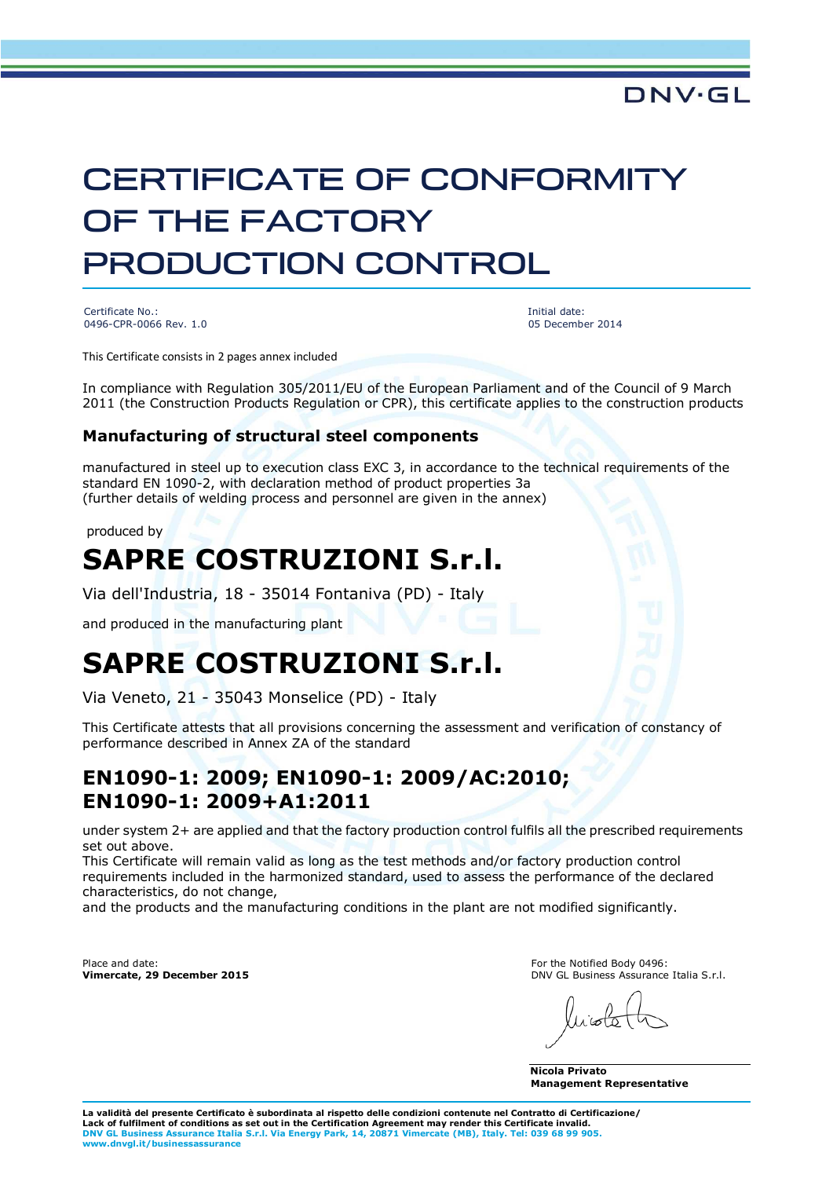DNV·GL

# CERTIFICATE OF CONFORMITY OF THE FACTORY PRODUCTION CONTROL

Certificate No.:
0496-CPR-0066 Rev. 1.0

Initial date:
05 December 2014

This Certificate consists in 2 pages annex included

In compliance with Regulation 305/2011/EU of the European Parliament and of the Council of 9 March 2011 (the Construction Products Regulation or CPR), this certificate applies to the construction products

### Manufacturing of structural steel components

manufactured in steel up to execution class EXC 3, in accordance to the technical requirements of the standard EN 1090-2, with declaration method of product properties 3a
(further details of welding process and personnel are given in the annex)

produced by

# SAPRE COSTRUZIONI S.r.l.

Via dell'Industria, 18 - 35014 Fontaniva (PD) - Italy

and produced in the manufacturing plant

# SAPRE COSTRUZIONI S.r.l.

Via Veneto, 21 - 35043 Monselice (PD) - Italy

This Certificate attests that all provisions concerning the assessment and verification of constancy of performance described in Annex ZA of the standard

## EN1090-1: 2009; EN1090-1: 2009/AC:2010; EN1090-1: 2009+A1:2011

under system 2+ are applied and that the factory production control fulfils all the prescribed requirements set out above.
This Certificate will remain valid as long as the test methods and/or factory production control requirements included in the harmonized standard, used to assess the performance of the declared characteristics, do not change,
and the products and the manufacturing conditions in the plant are not modified significantly.

Place and date:
**Vimercate, 29 December 2015**

For the Notified Body 0496:
DNV GL Business Assurance Italia S.r.l.

**Nicola Privato**
**Management Representative**

**La validità del presente Certificato è subordinata al rispetto delle condizioni contenute nel Contratto di Certificazione/**
**Lack of fulfilment of conditions as set out in the Certification Agreement may render this Certificate invalid.**
**DNV GL Business Assurance Italia S.r.l. Via Energy Park, 14, 20871 Vimercate (MB), Italy. Tel: 039 68 99 905.**
**www.dnvgl.it/businessassurance**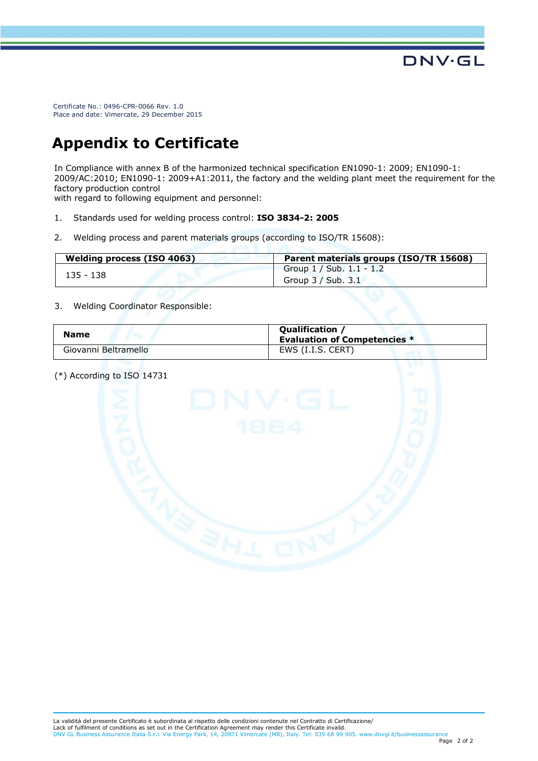Certificate No.: 0496-CPR-0066 Rev. 1.0
Place and date: Vimercate, 29 December 2015

# Appendix to Certificate

In Compliance with annex B of the harmonized technical specification EN1090-1: 2009; EN1090-1: 2009/AC:2010; EN1090-1: 2009+A1:2011, the factory and the welding plant meet the requirement for the factory production control
with regard to following equipment and personnel:

1. Standards used for welding process control: **ISO 3834-2: 2005**

2. Welding process and parent materials groups (according to ISO/TR 15608):

| Welding process (ISO 4063) | Parent materials groups (ISO/TR 15608) |
|---|---|
| 135 - 138 | Group 1 / Sub. 1.1 - 1.2<br>Group 3 / Sub. 3.1 |

3. Welding Coordinator Responsible:

| Name | Qualification / Evaluation of Competencies * |
|---|---|
| Giovanni Beltramello | EWS (I.I.S. CERT) |

(*) According to ISO 14731

La validità del presente Certificato è subordinata al rispetto delle condizioni contenute nel Contratto di Certificazione/
Lack of fulfilment of conditions as set out in the Certification Agreement may render this Certificate invalid.
DNV GL Business Assurance Italia S.r.l. Via Energy Park, 14, 20871 Vimercate (MB), Italy. Tel: 039 68 99 905. www.dnvgl.it/businessassurance